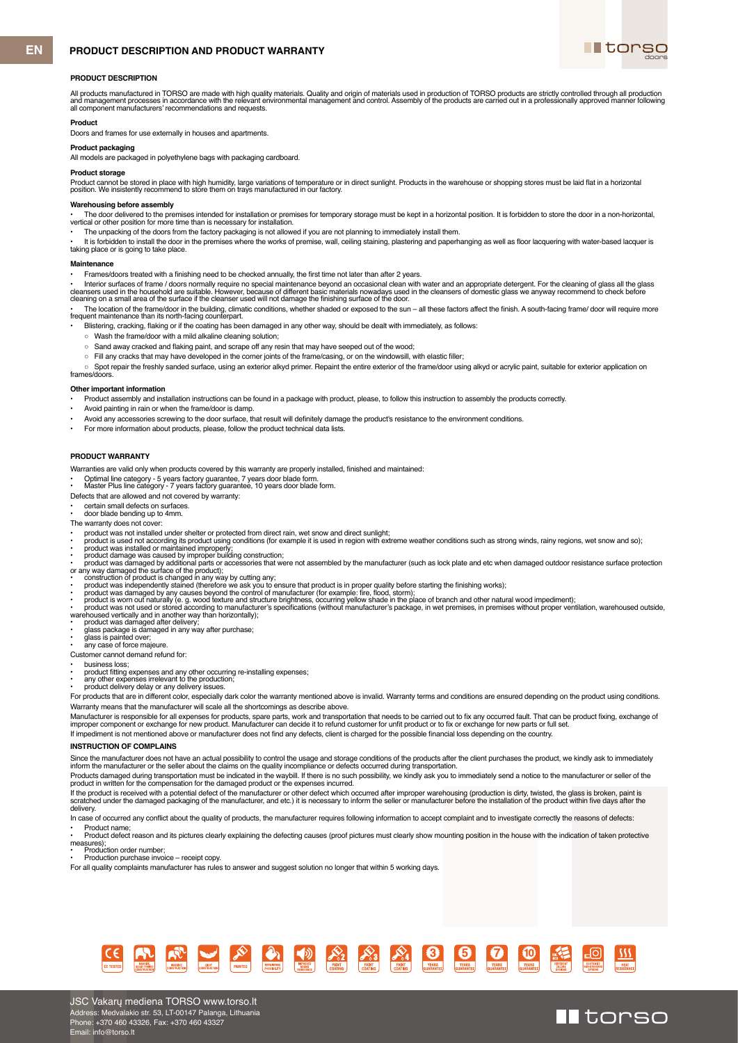# PRODUCT DESCRIPTION AND PRODUCT WARRANTY

## PRODUCT DESCRIPTION

All products manufactured in TORSO are made with high quality materials. Quality and origin of materials used in production of TORSO products are strictly controlled through all production and management processes in accordance with the relevant environmental management and control. Assembly of the products are carried out in a professionally approved manner following all component manufacturers' recommendations and requests.

### Product

Doors and frames for use externally in houses and apartments.

### Product packaging

All models are packaged in polyethylene bags with packaging cardboard.

### Product storage

Product cannot be stored in place with high humidity, large variations of temperature or in direct sunlight. Products in the warehouse or shopping stores must be laid flat in a horizontal position. We insistently recommend to store them on trays manufactured in our factory.

### Warehousing before assembly

- The door delivered to the premises intended for installation or premises for temporary storage must be kept in a horizontal position. It is forbidden to store the door in a non-horizontal, vertical or other position for more time than is necessary for installation.
- The unpacking of the doors from the factory packaging is not allowed if you are not planning to immediately install them.
- It is forbidden to install the door in the premises where the works of premise, wall, ceiling staining, plastering and paperhanging as well as floor lacquering with water-based lacquer is taking place or is going to take place.

### Maintenance

- Frames/doors treated with a finishing need to be checked annually, the first time not later than after 2 years.
- Interior surfaces of frame / doors normally require no special maintenance beyond an occasional clean with water and an appropriate detergent. For the cleaning of glass all the glass cleansers used in the household are suitable. However, because of different basic materials nowadays used in the cleansers of domestic glass we anyway recommend to check before cleaning on a small area of the surface if the cleanser used will not damage the finishing surface of the door.
- The location of the frame/door in the building, climatic conditions, whether shaded or exposed to the sun – all these factors affect the finish. A south-facing frame/ door will require more frequent maintenance than its north-facing counterpart.
- Blistering, cracking, flaking or if the coating has been damaged in any other way, should be dealt with immediately, as follows:
  - Wash the frame/door with a mild alkaline cleaning solution;
  - Sand away cracked and flaking paint, and scrape off any resin that may have seeped out of the wood;
  - Fill any cracks that may have developed in the corner joints of the frame/casing, or on the windowsill, with elastic filler;
  - Spot repair the freshly sanded surface, using an exterior alkyd primer. Repaint the entire exterior of the frame/door using alkyd or acrylic paint, suitable for exterior application on frames/doors.

### Other important information

- Product assembly and installation instructions can be found in a package with product, please, to follow this instruction to assembly the products correctly.
- Avoid painting in rain or when the frame/door is damp.
- Avoid any accessories screwing to the door surface, that result will definitely damage the product's resistance to the environment conditions.
- For more information about products, please, follow the product technical data lists.

## PRODUCT WARRANTY

Warranties are valid only when products covered by this warranty are properly installed, finished and maintained:

- Optimal line category - 5 years factory guarantee, 7 years door blade form.
- Master Plus line category - 7 years factory guarantee, 10 years door blade form.

Defects that are allowed and not covered by warranty:

- certain small defects on surfaces.
- door blade bending up to 4mm.

The warranty does not cover:

- product was not installed under shelter or protected from direct rain, wet snow and direct sunlight;
- product is used not according its product using conditions (for example it is used in region with extreme weather conditions such as strong winds, rainy regions, wet snow and so);
- product was installed or maintained improperly;
- product damage was caused by improper building construction;
- product was damaged by additional parts or accessories that were not assembled by the manufacturer (such as lock plate and etc when damaged outdoor resistance surface protection or any way damaged the surface of the product);
- construction of product is changed in any way by cutting any;
- product was independently stained (therefore we ask you to ensure that product is in proper quality before starting the finishing works);
- product was damaged by any causes beyond the control of manufacturer (for example: fire, flood, storm);
- product is worn out naturally (e. g. wood texture and structure brightness, occurring yellow shade in the place of branch and other natural wood impediment);
- product was not used or stored according to manufacturer's specifications (without manufacturer's package, in wet premises, in premises without proper ventilation, warehoused outside, warehoused vertically and in another way than horizontally);
- product was damaged after delivery;
- glass package is damaged in any way after purchase;
- glass is painted over;
- any case of force majeure.

Customer cannot demand refund for:

- business loss;
- product fitting expenses and any other occurring re-installing expenses;
- any other expenses irrelevant to the production;
- product delivery delay or any delivery issues.

For products that are in different color, especially dark color the warranty mentioned above is invalid. Warranty terms and conditions are ensured depending on the product using conditions.

Warranty means that the manufacturer will scale all the shortcomings as describe above.

Manufacturer is responsible for all expenses for products, spare parts, work and transportation that needs to be carried out to fix any occurred fault. That can be product fixing, exchange of improper component or exchange for new product. Manufacturer can decide it to refund customer for unfit product or to fix or exchange for new parts or full set.

If impediment is not mentioned above or manufacturer does not find any defects, client is charged for the possible financial loss depending on the country.

### INSTRUCTION OF COMPLAINS

Since the manufacturer does not have an actual possibility to control the usage and storage conditions of the products after the client purchases the product, we kindly ask to immediately inform the manufacturer or the seller about the claims on the quality incompliance or defects occurred during transportation.

Products damaged during transportation must be indicated in the waybill. If there is no such possibility, we kindly ask you to immediately send a notice to the manufacturer or seller of the product in written for the compensation for the damaged product or the expenses incurred.

If the product is received with a potential defect of the manufacturer or other defect which occurred after improper warehousing (production is dirty, twisted, the glass is broken, paint is scratched under the damaged packaging of the manufacturer, and etc.) it is necessary to inform the seller or manufacturer before the installation of the product within five days after the delivery.

In case of occurred any conflict about the quality of products, the manufacturer requires following information to accept complaint and to investigate correctly the reasons of defects:

- Product name;
- Product defect reason and its pictures clearly explaining the defecting causes (proof pictures must clearly show mounting position in the house with the indication of taken protective measures);
- Production order number;
- Production purchase invoice – receipt copy.

For all quality complaints manufacturer has rules to answer and suggest solution no longer that within 5 working days.

JSC Vakarų mediena TORSO www.torso.lt
Address: Medvalakio str. 53, LT-00147 Palanga, Lithuania
Phone: +370 460 43326, Fax: +370 460 43327
Email: info@torso.lt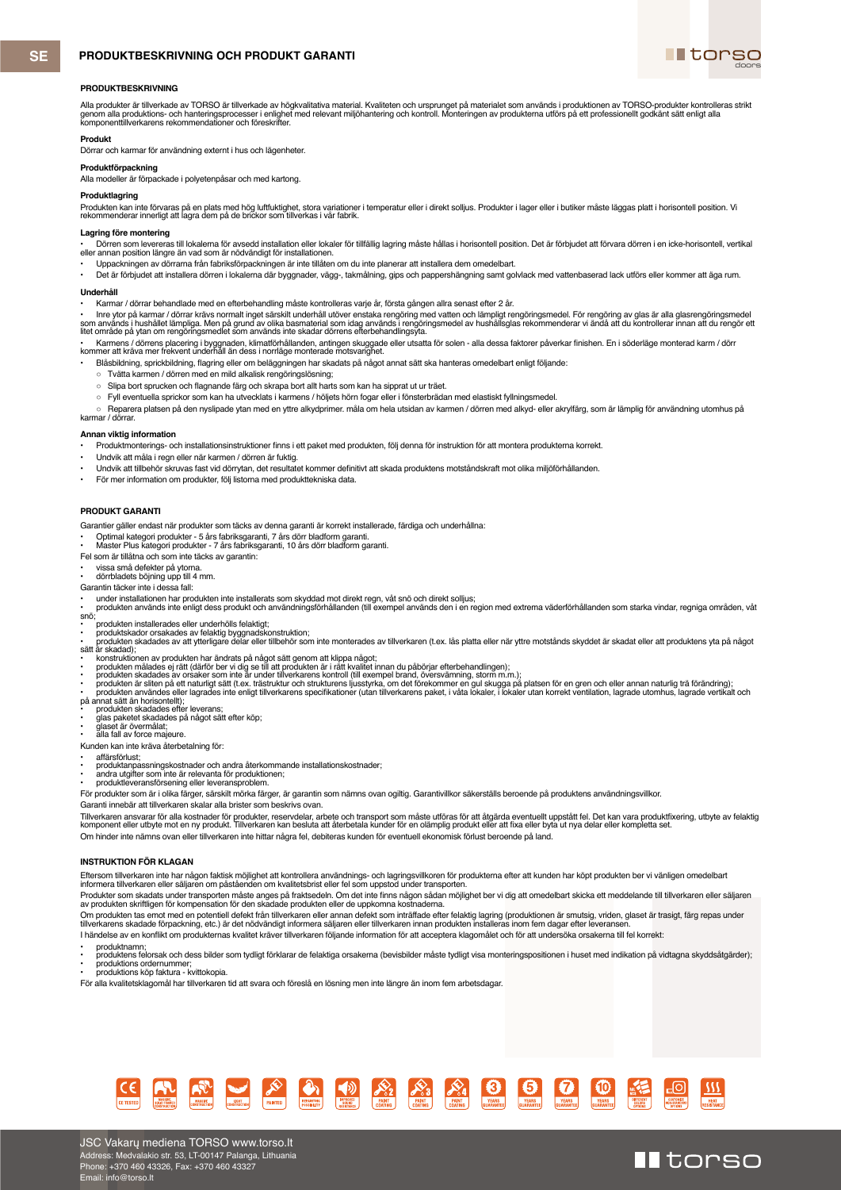# PRODUKTBESKRIVNING OCH PRODUKT GARANTI

### PRODUKTBESKRIVNING

Alla produkter är tillverkade av TORSO är tillverkade av högkvalitativa material. Kvaliteten och ursprunget på materialet som används i produktionen av TORSO-produkter kontrolleras strikt genom alla produktions- och hanteringsprocesser i enlighet med relevant miljöhantering och kontroll. Monteringen av produkterna utförs på ett professionellt godkänt sätt enligt alla komponenttillverkarens rekommendationer och föreskrifter.

**Produkt**

Dörrar och karmar för användning externt i hus och lägenheter.

**Produktförpackning**

Alla modeller är förpackade i polyetenpåsar och med kartong.

**Produktlagring**

Produkten kan inte förvaras på en plats med hög luftfuktighet, stora variationer i temperatur eller i direkt solljus. Produkter i lager eller i butiker måste läggas platt i horisontell position. Vi rekommenderar innerligt att lagra dem på de brickor som tillverkas i vår fabrik.

**Lagring före montering**

- Dörren som levereras till lokalerna för avsedd installation eller lokaler för tillfällig lagring måste hållas i horisontell position. Det är förbjudet att förvara dörren i en icke-horisontell, vertikal eller annan position längre än vad som är nödvändigt för installationen.
- Uppackningen av dörrarna från fabriksförpackningen är inte tillåten om du inte planerar att installera dem omedelbart.
- Det är förbjudet att installera dörren i lokalerna där byggnader, vägg-, takmålning, gips och pappershängning samt golvlack med vattenbaserad lack utförs eller kommer att äga rum.

**Underhåll**

- Karmar / dörrar behandlade med en efterbehandling måste kontrolleras varje år, första gången allra senast efter 2 år.
- Inre ytor på karmar / dörrar krävs normalt inget särskilt underhåll utöver enstaka rengöring med vatten och lämpligt rengöringsmedel. För rengöring av glas är alla glasrengöringsmedel som används i hushållet lämpliga. Men på grund av olika basmaterial som idag används i rengöringsmedel av hushållsglas rekommenderar vi ändå att du kontrollerar innan att du rengör ett litet område på ytan om rengöringsmedlet som används inte skadar dörrens efterbehandlingsyta.
- Karmens / dörrens placering i byggnaden, klimatförhållanden, antingen skuggade eller utsatta för solen - alla dessa faktorer påverkar finishen. En i söderläge monterad karm / dörr kommer att kräva mer frekvent underhåll än dess i norrläge monterade motsvarighet.
- Blåsbildning, sprickbildning, flagring eller om beläggningen har skadats på något annat sätt ska hanteras omedelbart enligt följande:
  - Tvätta karmen / dörren med en mild alkalisk rengöringslösning;
  - Slipa bort sprucken och flagnande färg och skrapa bort allt harts som kan ha sipprat ut ur träet.
  - Fyll eventuella sprickor som kan ha utvecklats i karmens / höljets hörn fogar eller i fönsterbrädan med elastiskt fyllningsmedel.
  - Reparera platsen på den nyslipade ytan med en yttre alkydprimer. måla om hela utsidan av karmen / dörren med alkyd- eller akrylfärg, som är lämplig för användning utomhus på karmar / dörrar.

**Annan viktig information**

- Produktmonterings- och installationsinstruktioner finns i ett paket med produkten, följ denna för instruktion för att montera produkterna korrekt.
- Undvik att måla i regn eller när karmen / dörren är fuktig.
- Undvik att tillbehör skruvas fast vid dörrytan, det resultatet kommer definitivt att skada produktens motståndskraft mot olika miljöförhållanden.
- För mer information om produkter, följ listorna med produkttekniska data.

### PRODUKT GARANTI

Garantier gäller endast när produkter som täcks av denna garanti är korrekt installerade, färdiga och underhållna:

- Optimal kategori produkter - 5 års fabriksgaranti, 7 års dörr bladform garanti.
- Master Plus kategori produkter - 7 års fabriksgaranti, 10 års dörr bladform garanti.

Fel som är tillåtna och som inte täcks av garantin:

- vissa små defekter på ytorna.
- dörrbladets böjning upp till 4 mm.

Garantin täcker inte i dessa fall:

- under installationen har produkten inte installerats som skyddad mot direkt regn, våt snö och direkt solljus;
- produkten används inte enligt dess produkt och användningsförhållanden (till exempel används den i en region med extrema väderförhållanden som starka vindar, regniga områden, våt snö;
- produkten installerades eller underhölls felaktigt;
- produktskador orsakades av felaktig byggnadskonstruktion;
- produkten skadades av att ytterligare delar eller tillbehör som inte monterades av tillverkaren (t.ex. lås platta eller når yttre motstånds skyddet är skadat eller att produktens yta på något sätt är skadad);
- konstruktionen av produkten har ändrats på något sätt genom att klippa något;
- produkten målades ej rätt (därför ber vi dig se till att produkten är i rätt kvalitet innan du påbörjar efterbehandlingen);
- produkten skadades av orsaker som inte är under tillverkarens kontroll (till exempel brand, översvämning, storm m.m.);
- produkten är sliten på ett naturligt sätt (t.ex. trästruktur och strukturens ljusstyrka, om det förekommer en gul skugga på platsen för en gren och eller annan naturlig trä förändring);
- produkten användes eller lagrades inte enligt tillverkarens specifikationer (utan tillverkarens paket, i våta lokaler, i lokaler utan korrekt ventilation, lagrade utomhus, lagrade vertikalt och på annat sätt än horisontellt);
- produkten skadades efter leverans;
- glas paketet skadades på något sätt efter köp;
- glaset är övermålat;
- alla fall av force majeure.

Kunden kan inte kräva återbetalning för:

- affärsförlust;
- produktanpassningskostnader och andra återkommande installationskostnader;
- andra utgifter som inte är relevanta för produktionen;
- produktleveransförsening eller leveransproblem.

För produkter som är i olika färger, särskilt mörka färger, är garantin som nämns ovan ogiltig. Garantivillkor säkerställs beroende på produktens användningsvillkor.

Garanti innebär att tillverkaren skalar alla brister som beskrivs ovan.

Tillverkaren ansvarar för alla kostnader för produkter, reservdelar, arbete och transport som måste utföras för att åtgärda eventuellt uppstått fel. Det kan vara produktfixering, utbyte av felaktig komponent eller utbyte mot en ny produkt. Tillverkaren kan besluta att återbetala kunder för en olämplig produkt eller att fixa eller byta ut nya delar eller kompletta set.

Om hinder inte nämns ovan eller tillverkaren inte hittar några fel, debiteras kunden för eventuell ekonomisk förlust beroende på land.

### INSTRUKTION FÖR KLAGAN

Eftersom tillverkaren inte har någon faktisk möjlighet att kontrollera användnings- och lagringsvillkoren för produkterna efter att kunden har köpt produkten ber vi vänligen omedelbart informera tillverkaren eller säljaren om påståenden om kvalitetsbrist eller fel som uppstod under transporten.

Produkter som skadats under transporten måste anges på fraktsedeln. Om det inte finns någon sådan möjlighet ber vi dig att omedelbart skicka ett meddelande till tillverkaren eller säljaren av produkten skriftligen för kompensation för den skadade produkten eller de uppkomna kostnaderna.

Om produkten tas emot med en potentiell defekt från tillverkaren eller annan defekt som inträffade efter felaktig lagring (produktionen är smutsig, vriden, glaset är trasigt, färg repas under tillverkarens skadade förpackning, etc.) är det nödvändigt informera säljaren eller tillverkaren innan produkten installeras inom fem dagar efter leveransen.

I händelse av en konflikt om produkternas kvalitet kräver tillverkaren följande information för att acceptera klagomålet och för att undersöka orsakerna till fel korrekt:

- produktnamn;
- produktens felorsak och dess bilder som tydligt förklarar de felaktiga orsakerna (bevisbilder måste tydligt visa monteringspositionen i huset med indikation på vidtagna skyddsåtgärder);
- produktions ordernummer;
- produktions köp faktura - kvittokopia.

För alla kvalitetsklagomål har tillverkaren tid att svara och föreslå en lösning men inte längre än inom fem arbetsdagar.

JSC Vakarų mediena TORSO www.torso.lt
Address: Medvalakio str. 53, LT-00147 Palanga, Lithuania
Phone: +370 460 43326, Fax: +370 460 43327
Email: info@torso.lt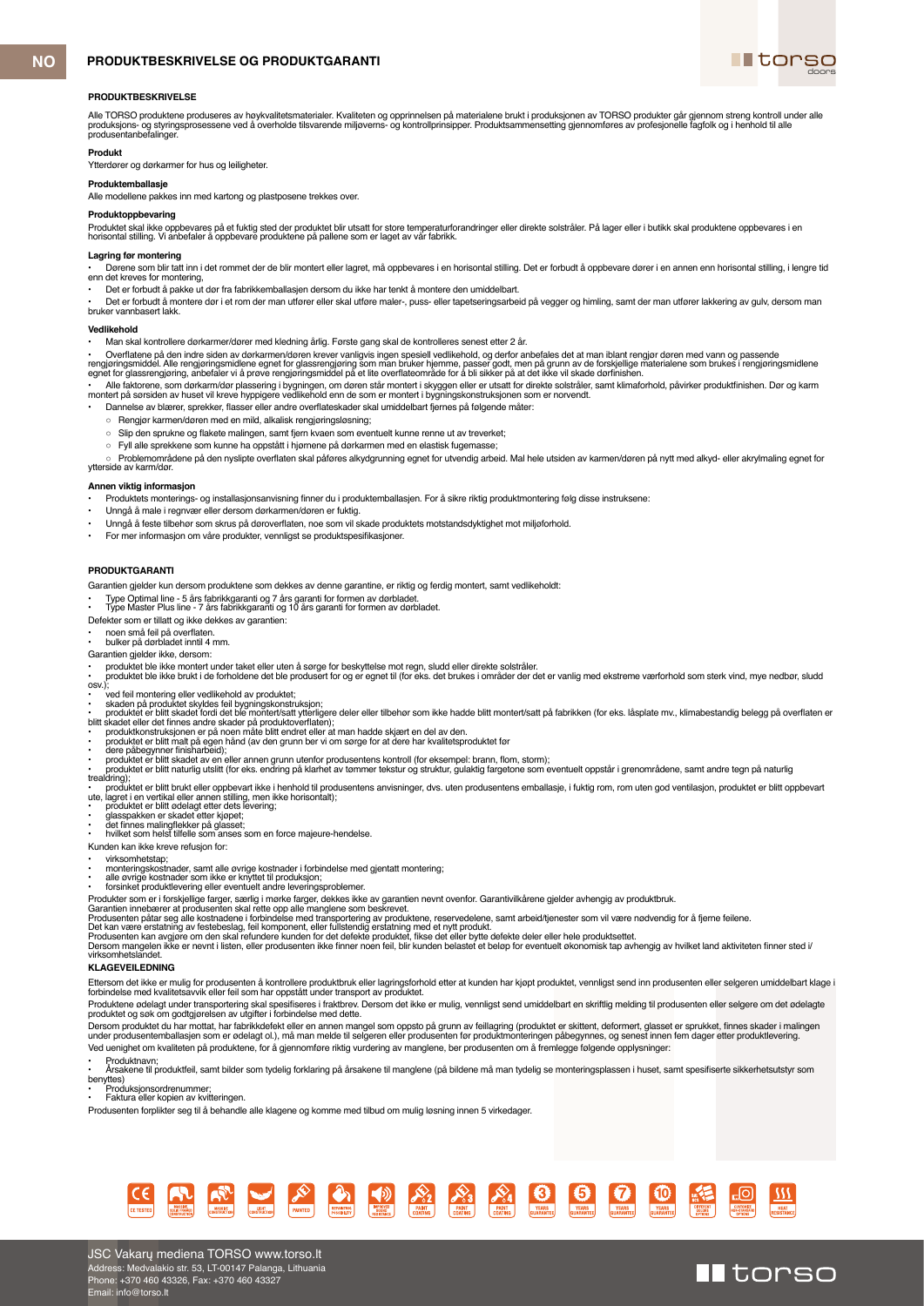# PRODUKTBESKRIVELSE OG PRODUKTGARANTI

## PRODUKTBESKRIVELSE

Alle TORSO produktene produseres av høykvalitetsmaterialer. Kvaliteten og opprinnelsen på materialene brukt i produksjonen av TORSO produkter går gjennom streng kontroll under alle produksjons- og styringsprosessene ved å overholde tilsvarende miljøverns- og kontrollprinsipper. Produktsammensetting gjennomføres av profesjonelle fagfolk og i henhold til alle produsentanbefalinger.

**Produkt**

Ytterdører og dørkarmer for hus og leiligheter.

**Produktemballasje**

Alle modellene pakkes inn med kartong og plastposene trekkes over.

**Produktoppbevaring**

Produktet skal ikke oppbevares på et fuktig sted der produktet blir utsatt for store temperaturforandringer eller direkte solstråler. På lager eller i butikk skal produktene oppbevares i en horisontal stilling. Vi anbefaler å oppbevare produktene på pallene som er laget av vår fabrikk.

**Lagring før montering**

- Dørene som blir tatt inn i det rommet der de blir montert eller lagret, må oppbevares i en horisontal stilling. Det er forbudt å oppbevare dører i en annen enn horisontal stilling, i lengre tid enn det kreves for montering,
- Det er forbudt å pakke ut dør fra fabrikkemballasjen dersom du ikke har tenkt å montere den umiddelbart.
- Det er forbudt å montere dør i et rom der man utfører eller skal utføre maler-, puss- eller tapetseringsarbeid på vegger og himling, samt der man utfører lakkering av gulv, dersom man bruker vannbasert lakk.

**Vedlikehold**

- Man skal kontrollere dørkarmer/dører med kledning årlig. Første gang skal de kontrolleres senest etter 2 år.
- Overflatene på den indre siden av dørkarmen/døren krever vanligvis ingen spesiell vedlikehold, og derfor anbefales det at man iblant rengjør døren med vann og passende rengjøringsmiddel. Alle rengjøringsmidlene egnet for glassrengjøring som man bruker hjemme, passer godt, men på grunn av de forskjellige materialene som brukes i rengjøringsmidlene egnet for glassrengjøring, anbefaler vi å prøve rengjøringsmiddel på et lite overflateområde for å bli sikker på at det ikke vil skade dørfinishen.
- Alle faktorene, som dørkarm/dør plassering i bygningen, om døren står montert i skyggen eller er utsatt for direkte solstråler, samt klimaforhold, påvirker produktfinishen. Dør og karm montert på sørsiden av huset vil kreve hyppigere vedlikehold enn de som er montert i bygningskonstruksjonen som er norvendt.
- Dannelse av blærer, sprekker, flasser eller andre overflateskader skal umiddelbart fjernes på følgende måter:
  - Rengjør karmen/døren med en mild, alkalisk rengjøringsløsning;
  - Slip den sprukne og flakete malingen, samt fjern kvaen som eventuelt kunne renne ut av treverket;
  - Fyll alle sprekkene som kunne ha oppstått i hjørnene på dørkarmen med en elastisk fugemasse;
  - Problemområdene på den nyslipte overflaten skal påføres alkydgrunning egnet for utvendig arbeid. Mal hele utsiden av karmen/døren på nytt med alkyd- eller akrylmaling egnet for ytterside av karm/dør.

**Annen viktig informasjon**

- Produktets monterings- og installasjonsanvisning finner du i produktemballasjen. For å sikre riktig produktmontering følg disse instruksene:
- Unngå å male i regnvær eller dersom dørkarmen/døren er fuktig.
- Unngå å feste tilbehør som skrus på døroverflaten, noe som vil skade produktets motstandsdyktighet mot miljøforhold.
- For mer informasjon om våre produkter, vennligst se produktspesifikasjoner.

## PRODUKTGARANTI

Garantien gjelder kun dersom produktene som dekkes av denne garantien, er riktig og ferdig montert, samt vedlikeholdt:

- Type Optimal line - 5 års fabrikkgaranti og 7 års garanti for formen av dørbladet.
- Type Master Plus line - 7 års fabrikkgaranti og 10 års garanti for formen av dørbladet.

Defekter som er tillatt og ikke dekkes av garantien:

- noen små feil på overflaten.
- bulker på dørbladet inntil 4 mm.

Garantien gjelder ikke, dersom:

- produktet ble ikke montert under taket eller uten å sørge for beskyttelse mot regn, sludd eller direkte solstråler.
- produktet ble ikke brukt i de forholdene det ble produsert for og er egnet til (for eks. det brukes i områder der det er vanlig med ekstreme værforhold som sterk vind, mye nedbør, sludd osv.);
- ved feil montering eller vedlikehold av produktet;
- skaden på produktet skyldes feil bygningskonstruksjon;
- produktet er blitt skadet fordi det ble montert/satt ytterligere deler eller tilbehør som ikke hadde blitt montert/satt på fabrikken (for eks. låsplate mv., klimabestandig belegg på overflaten er blitt skadet eller det finnes andre skader på produktoverflaten);
- produktkonstruksjonen er på noen måte blitt endret eller at man hadde skjært en del av den.
- produktet er blitt malt på egen hånd (av den grunn ber vi om å sørge for at dere har kvalitetsproduktet før dere påbegynner finisharbeid);
- produktet er blitt skadet av en eller annen grunn utenfor produsentens kontroll (for eksempel: brann, flom, storm);
- produktet er blitt naturlig utslitt (for eks. endring på klarhet av tømmer tekstur og struktur, gulaktig fargetone som eventuelt oppstår i grenområdene, samt andre tegn på naturlig trealdring);
- produktet er blitt brukt eller oppbevart ikke i henhold til produsentens anvisninger, dvs. uten produsentens emballasje, i fuktig rom, rom uten god ventilasjon, produktet er blitt oppbevart ute, lagret i en vertikal eller annen stilling, men ikke horisontalt);
- produktet er blitt ødelagt etter dets levering;
- glasspakken er skadet etter kjøpet;
- det finnes malingflekker på glasset;
- hvilket som helst tilfelle som anses som en force majeure-hendelse.

Kunden kan ikke kreve refusjon for:

- virksomhetstap;
- monteringskostnader, samt alle øvrige kostnader i forbindelse med gjentatt montering;
- alle øvrige kostnader som ikke er knyttet til produksjon;
- forsinket produktlevering eller eventuelt andre leveringsproblemer.

Produkter som er i forskjellige farger, særlig i mørke farger, dekkes ikke av garantien nevnt ovenfor. Garantivilkårene gjelder avhengig av produktbruk.
Garantien innebærer at produsenten skal rette opp alle manglene som beskrevet.
Produsenten påtar seg alle kostnadene i forbindelse med transportering av produktene, reservedelene, samt arbeid/tjenester som vil være nødvendig for å fjerne feilene.
Det kan være erstatning av festebeslag, feil komponent, eller fullstendig erstatning med et nytt produkt.
Produsenten kan avgjøre om den skal refundere kunden for det defekte produktet, fikse det eller bytte defekte deler eller hele produktsettet.
Dersom mangelen ikke er nevnt i listen, eller produsenten ikke finner noen feil, blir kunden belastet et beløp for eventuelt økonomisk tap avhengig av hvilket land aktiviteten finner sted i/virksomhetslandet.

## KLAGEVEILEDNING

Ettersom det ikke er mulig for produsenten å kontrollere produktbruk eller lagringsforhold etter at kunden har kjøpt produktet, vennligst send inn produsenten eller selgeren umiddelbart klage i forbindelse med kvalitetssavvik eller feil som har oppstått under transport av produktet.

Produktene ødelagt under transportering skal spesifiseres i fraktbrev. Dersom det ikke er mulig, vennligst send umiddelbart en skriftlig melding til produsenten eller selgere om det ødelagte produktet og søk om godtgjørelsen av utgifter i forbindelse med dette.

Dersom produktet du har mottat, har fabrikkdefekt eller en annen mangel som oppsto på grunn av feillagring (produktet er skittent, deformert, glasset er sprukket, finnes skader i malingen under produsentemballasjen som er ødelagt ol.), må man melde til selgeren eller produsenten før produktmonteringen påbegynnes, og senest innen fem dager etter produktlevering.

Ved uenighet om kvaliteten på produktene, for å gjennomføre riktig vurdering av manglene, ber produsenten om å fremlegge følgende opplysninger:

- Produktnavn;
- Årsakene til produktfeil, samt bilder som tydelig forklaring på årsakene til manglene (på bildene må man tydelig se monteringsplassen i huset, samt spesifiserte sikkerhetsutstyr som benyttes)
- Produksjonsordrenummer;
- Faktura eller kopien av kvitteringen.

Produsenten forplikter seg til å behandle alle klagene og komme med tilbud om mulig løsning innen 5 virkedager.

JSC Vakarų mediena TORSO www.torso.lt
Address: Medvalakio str. 53, LT-00147 Palanga, Lithuania
Phone: +370 460 43326, Fax: +370 460 43327
Email: info@torso.lt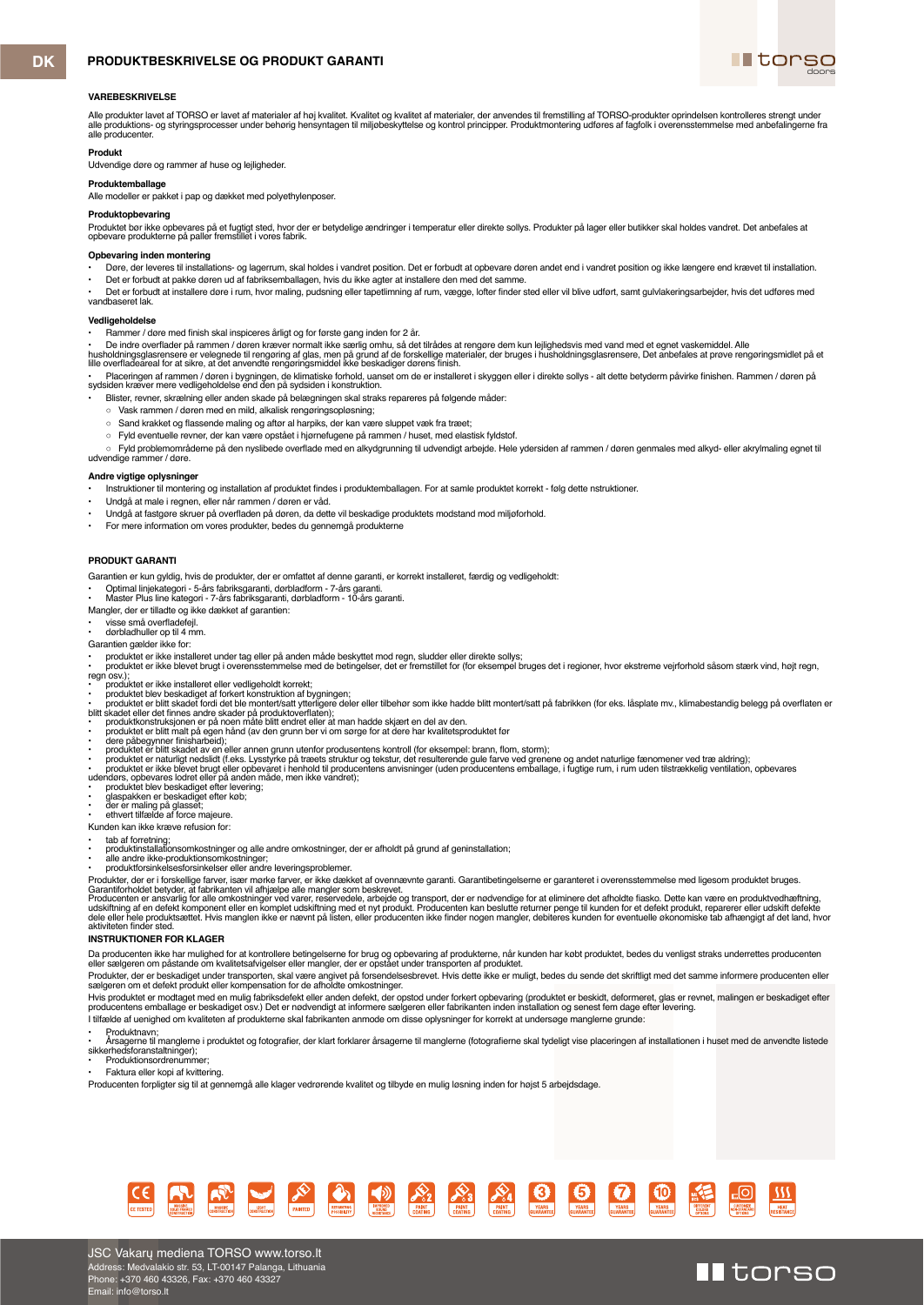# PRODUKTBESKRIVELSE OG PRODUKT GARANTI

## VAREBESKRIVELSE

Alle produkter lavet af TORSO er lavet af materialer af høj kvalitet. Kvalitet og kvalitet af materialer, der anvendes til fremstilling af TORSO-produkter oprindelsen kontrolleres strengt under alle produktions- og styringsprocesser under behørig hensyntagen til miljøbeskyttelse og kontrol principper. Produktmontering udføres af fagfolk i overensstemmelse med anbefalingerne fra alle producenter.

**Produkt**

Udvendige døre og rammer af huse og lejligheder.

**Produktemballage**

Alle modeller er pakket i pap og dækket med polyethylenposer.

**Produktopbevaring**

Produktet bør ikke opbevares på et fugtigt sted, hvor der er betydelige ændringer i temperatur eller direkte sollys. Produkter på lager eller butikker skal holdes vandret. Det anbefales at opbevare produkterne på paller fremstillet i vores fabrik.

**Opbevaring inden montering**

- Døre, der leveres til installations- og lagerrum, skal holdes i vandret position. Det er forbudt at opbevare døren andet end i vandret position og ikke længere end krævet til installation.
- Det er forbudt at pakke døren ud af fabriksemballagen, hvis du ikke agter at installere den med det samme.
- Det er forbudt at installere døre i rum, hvor maling, pudsning eller tapetlimning af rum, vægge, lofter finder sted eller vil blive udført, samt gulvlakeringsarbejder, hvis det udføres med vandbaseret lak.

**Vedligeholdelse**

- Rammer / døre med finish skal inspiceres årligt og for første gang inden for 2 år.
- De indre overflader på rammen / døren kræver normalt ikke særlig omhu, så det tilrådes at rengøre dem kun lejlighedsvis med vand med et egnet vaskemiddel. Alle husholdningsglasrensere er velegnede til rengøring af glas, men på grund af de forskellige materialer, der bruges i husholdningsglasrensere, Det anbefales at prøve rengøringsmidlet på et lille overfladeareal for at sikre, at det anvendte rengøringsmiddel ikke beskadiger dørens finish.
- Placeringen af rammen / døren i bygningen, de klimatiske forhold, uanset om de er installeret i skyggen eller i direkte sollys - alt dette betyderm påvirke finishen. Rammen / døren på sydsiden kræver mere vedligeholdelse end den på sydsiden i konstruktion.
- Blister, revner, skrælning eller anden skade på belægningen skal straks repareres på følgende måder:
  - Vask rammen / døren med en mild, alkalisk rengøringsopløsning;
  - Sand krakket og flassende maling og aftør al harpiks, der kan være sluppet væk fra træet;
  - Fyld eventuelle revner, der kan være opstået i hjørnefugene på rammen / huset, med elastisk fyldstof.
  - Fyld problemområderne på den nyslibede overflade med en alkydgrunding til udvendigt arbejde. Hele ydersiden af rammen / døren genmales med alkyd- eller akrylmaling egnet til udvendige rammer / døre.

**Andre vigtige oplysninger**

- Instruktioner til montering og installation af produktet findes i produktemballagen. For at samle produktet korrekt - følg dette nstruktioner.
- Undgå at male i regnen, eller når rammen / døren er våd.
- Undgå at fastgøre skruer på overfladen på døren, da dette vil beskadige produktets modstand mod miljøforhold.
- For mere information om vores produkter, bedes du gennemgå produkterne

## PRODUKT GARANTI

Garantien er kun gyldig, hvis de produkter, der er omfattet af denne garanti, er korrekt installeret, færdig og vedligeholdt:

- Optimal linjekategori - 5-års fabriksgaranti, dørbladform - 7-års garanti.
- Master Plus line kategori - 7-års fabriksgaranti, dørbladform - 10-års garanti.

Mangler, der er tilladte og ikke dækket af garantien:

- visse små overfladefejl.
- dørbladhuller op til 4 mm.

Garantien gælder ikke for:

- produktet er ikke installeret under tag eller på anden måde beskyttet mod regn, sludder eller direkte sollys;
- produktet er ikke blevet brugt i overensstemmelse med de betingelser, det er fremstillet for (for eksempel bruges det i regioner, hvor ekstreme vejrforhold såsom stærk vind, højt regn, regn osv.);
- produktet er ikke installeret eller vedligeholdt korrekt;
- produktet blev beskadiget af forkert konstruktion af bygningen;
- produktet er blitt skadet fordi det ble montert/satt ytterligere deler eller tilbehør som ikke hadde blitt montert/satt på fabrikken (for eks. låsplate mv., klimabestandig belegg på overflaten er blitt skadet eller det finnes andre skader på produktoverflaten);
- produktkonstruksjonen er på noen måte blitt endret eller at man hadde skjært en del av den.
- produktet er blitt malt på egen hånd (av den grunn ber vi om sørge for at dere har kvalitetsproduktet før
- dere påbegynner finisharbeid);
- produktet er blitt skadet av en eller annen grunn utenfor produsentens kontroll (for eksempel: brann, flom, storm);
- produktet er naturligt nedslidt (f.eks. Lysstyrke på træets struktur og tekstur, det resulterende gule farve ved grenene og andet naturlige fænomener ved træ aldring);
- produktet er ikke blevet brugt eller opbevaret i henhold til producentens anvisninger (uden producentens emballage, i fugtige rum, i rum uden tilstrækkelig ventilation, opbevares udendørs, opbevares lodret eller på anden måde, men ikke vandret);
- produktet blev beskadiget efter levering;
- glaspakken er beskadiget efter køb;
- der er maling på glasset;
- ethvert tilfælde af force majeure.

Kunden kan ikke kræve refusion for:

- tab af forretning;
- produktinstallationsomkostninger og alle andre omkostninger, der er afholdt på grund af geninstallation;
- alle andre ikke-produktionsomkostninger;
- produktforsinkelsesforsinkelser eller andre leveringsproblemer.

Produkter, der er i forskellige farver, især mørke farver, er ikke dækket af ovennævnte garanti. Garantibetingelserne er garanteret i overensstemmelse med ligesom produktet bruges. Garantiforholdet betyder, at fabrikanten vil afhjælpe alle mangler som beskrevet.
Producenten er ansvarlig for alle omkostninger ved varer, reservedele, arbejde og transport, der er nødvendige for at eliminere det afholdte fiasko. Dette kan være en produktvedhæftning, udskiftning af en defekt komponent eller en komplet udskiftning med et nyt produkt. Producenten kan beslutte returner penge til kunden for et defekt produkt, reparerer eller udskift defekte dele eller hele produktsættet. Hvis manglen ikke er nævnt på listen, eller producenten ikke finder nogen mangler, debiteres kunden for eventuelle økonomiske tab afhængigt af det land, hvor aktiviteten finder sted.

## INSTRUKTIONER FOR KLAGER

Da producenten ikke har mulighed for at kontrollere betingelserne for brug og opbevaring af produkterne, når kunden har købt produktet, bedes du venligst straks underrettes producenten eller sælgeren om påstande om kvalitetsafvigelser eller mangler, der er opstået under transporten af produktet.

Produkter, der er beskadiget under transporten, skal være angivet på forsendelsesbrevet. Hvis dette ikke er muligt, bedes du sende det skriftligt med det samme informere producenten eller sælgeren om et defekt produkt eller kompensation for de afholdte omkostninger.

Hvis produktet er modtaget med en mulig fabriksdefekt eller anden defekt, der opstod under forkert opbevaring (produktet er beskidt, deformeret, glas er revnet, malingen er beskadiget efter producentens emballage er beskadiget osv.) Det er nødvendigt at informere sælgeren eller fabrikanten inden installation og senest fem dage efter levering.

I tilfælde af uenighed om kvaliteten af produkterne skal fabrikanten anmode om disse oplysninger for korrekt at undersøge manglerne grunde:

- Produktnavn;
- Årsagerne til manglerne i produktet og fotografier, der klart forklarer årsagerne til manglerne (fotografierne skal tydeligt vise placeringen af installationen i huset med de anvendte listede sikkerhedsforanstaltninger);
- Produktionsordrenummer;
- Faktura eller kopi af kvittering.

Producenten forpligter sig til at gennemgå alle klager vedrørende kvalitet og tilbyde en mulig løsning inden for højst 5 arbejdsdage.

JSC Vakarų mediena TORSO www.torso.lt
Address: Medvalakio str. 53, LT-00147 Palanga, Lithuania
Phone: +370 460 43326, Fax: +370 460 43327
Email: info@torso.lt